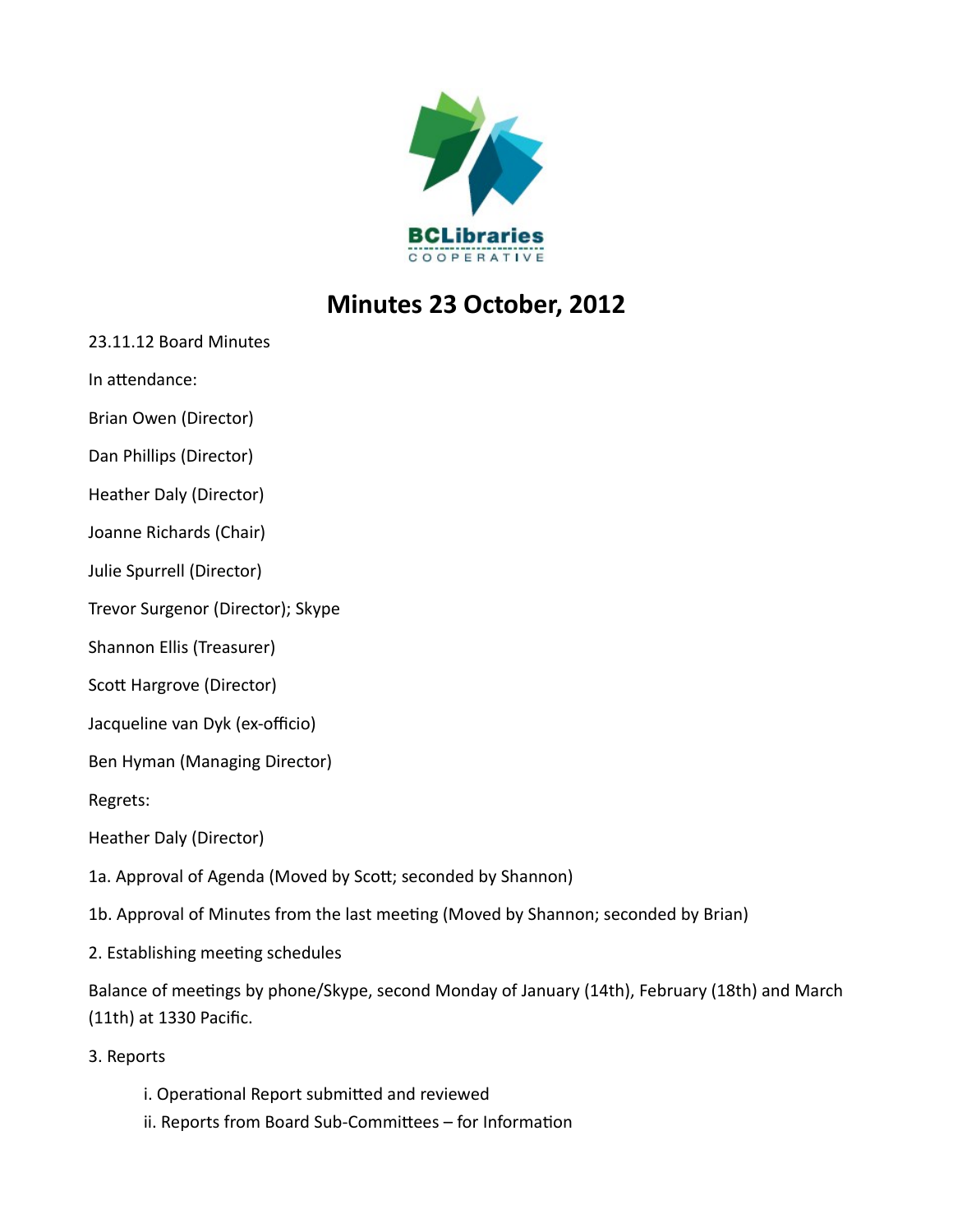# Minutes 23 October, 2012

23.11.12 Board Minutes

In attendance:

Brian Owen (Director)

Dan Phillips (Director)

Heather Daly (Director)

Joanne Richards (Chair)

Julie Spurrell (Director)

Trevor Surgenor (Director); Skype

Shannon Ellis (Treasurer)

Scott Hargrove (Director)

Jacqueline van Dyk (ex-officio)

Ben Hyman (Managing Director)

Regrets:

Heather Daly (Director)

1a. Approval of Agenda (Moved by Scott; seconded by Shannon)

1b. Approval of Minutes from the last meeting (Moved by Shannon; seconded by Brian)

2. Establishing meeting schedules

Balance of meetings by phone/Skype, second Monday of January (14th), February (18th) and March (11th) at 1330 Pacific.

3. Reports

   i. Operational Report submitted and reviewed
   ii. Reports from Board Sub-Committees – for Information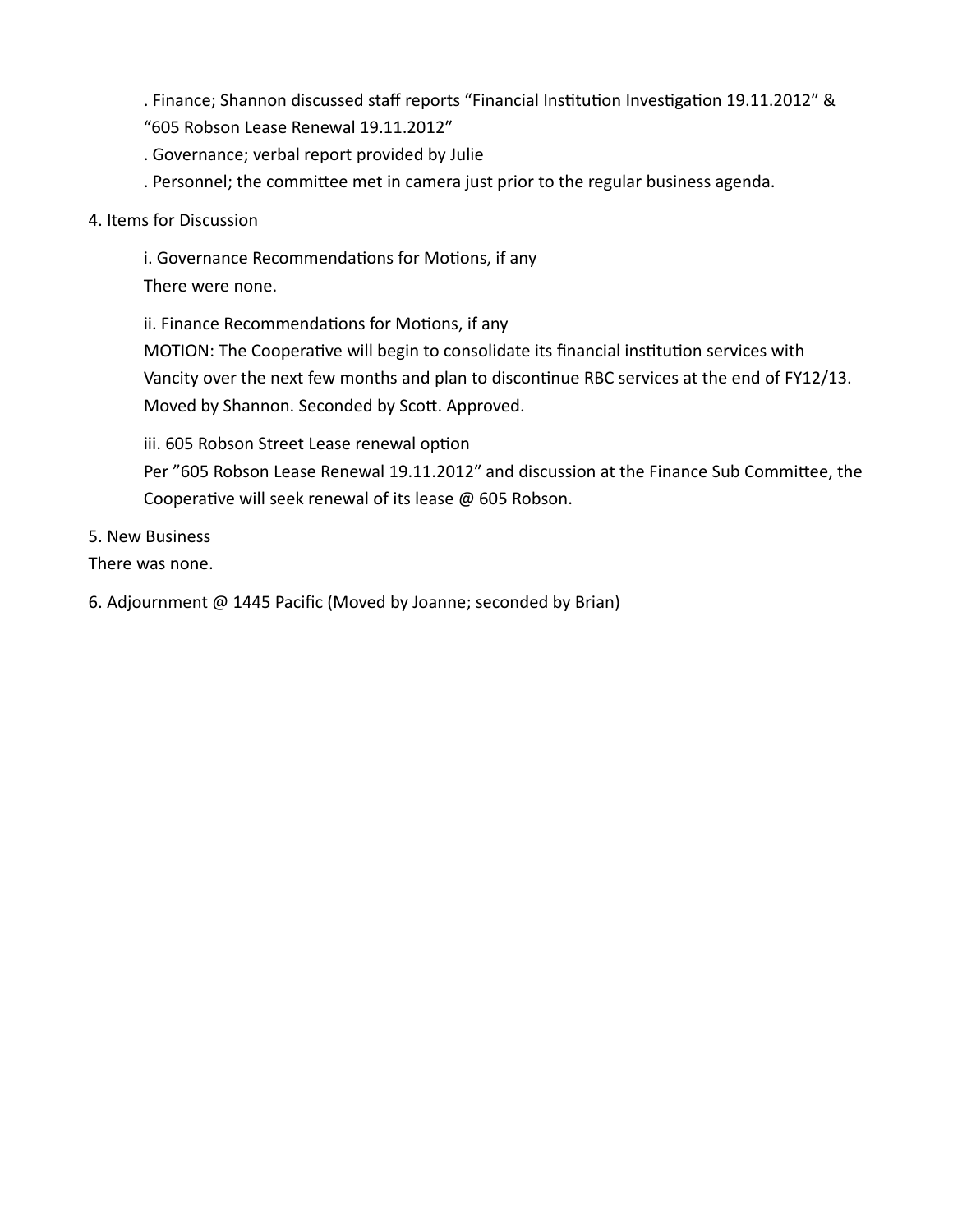. Finance; Shannon discussed staff reports "Financial Institution Investigation 19.11.2012" & "605 Robson Lease Renewal 19.11.2012"

. Governance; verbal report provided by Julie

. Personnel; the committee met in camera just prior to the regular business agenda.

4. Items for Discussion

i. Governance Recommendations for Motions, if any
There were none.

ii. Finance Recommendations for Motions, if any
MOTION: The Cooperative will begin to consolidate its financial institution services with Vancity over the next few months and plan to discontinue RBC services at the end of FY12/13. Moved by Shannon. Seconded by Scott. Approved.

iii. 605 Robson Street Lease renewal option
Per "605 Robson Lease Renewal 19.11.2012" and discussion at the Finance Sub Committee, the Cooperative will seek renewal of its lease @ 605 Robson.

5. New Business
There was none.

6. Adjournment @ 1445 Pacific (Moved by Joanne; seconded by Brian)